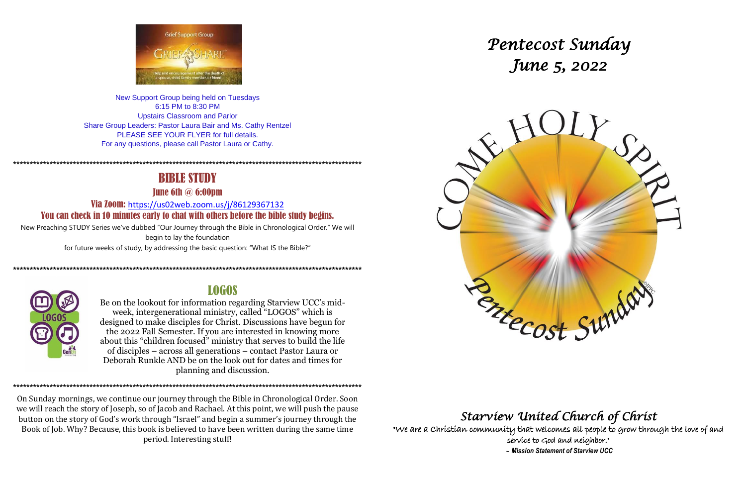Grief Support Group

GRIEFSHARE

Help and encouragement after the death of a spouse, child, family member, or friend.

New Support Group being held on Tuesdays
6:15 PM to 8:30 PM
Upstairs Classroom and Parlor
Share Group Leaders: Pastor Laura Bair and Ms. Cathy Rentzel
PLEASE SEE YOUR FLYER for full details.
For any questions, please call Pastor Laura or Cathy.

*****************************************************************************************************

## BIBLE STUDY

### June 6th @ 6:00pm

### Via Zoom: https://us02web.zoom.us/j/86129367132

### You can check in 10 minutes early to chat with others before the bible study begins.

New Preaching STUDY Series we've dubbed "Our Journey through the Bible in Chronological Order." We will begin to lay the foundation for future weeks of study, by addressing the basic question: "What IS the Bible?"

*****************************************************************************************************

## LOGOS

Be on the lookout for information regarding Starview UCC's mid-week, intergenerational ministry, called "LOGOS" which is designed to make disciples for Christ. Discussions have begun for the 2022 Fall Semester. If you are interested in knowing more about this "children focused" ministry that serves to build the life of disciples – across all generations – contact Pastor Laura or Deborah Runkle AND be on the look out for dates and times for planning and discussion.

*****************************************************************************************************

On Sunday mornings, we continue our journey through the Bible in Chronological Order. Soon we will reach the story of Joseph, so of Jacob and Rachael. At this point, we will push the pause button on the story of God's work through "Israel" and begin a summer's journey through the Book of Job. Why? Because, this book is believed to have been written during the same time period. Interesting stuff!

# *Pentecost Sunday*
# *June 5, 2022*

COME HOLY SPIRIT

Pentecost Sunday

## *Starview United Church of Christ*

"We are a Christian community that welcomes all people to grow through the love of and service to God and neighbor."
– ***Mission Statement of Starview UCC***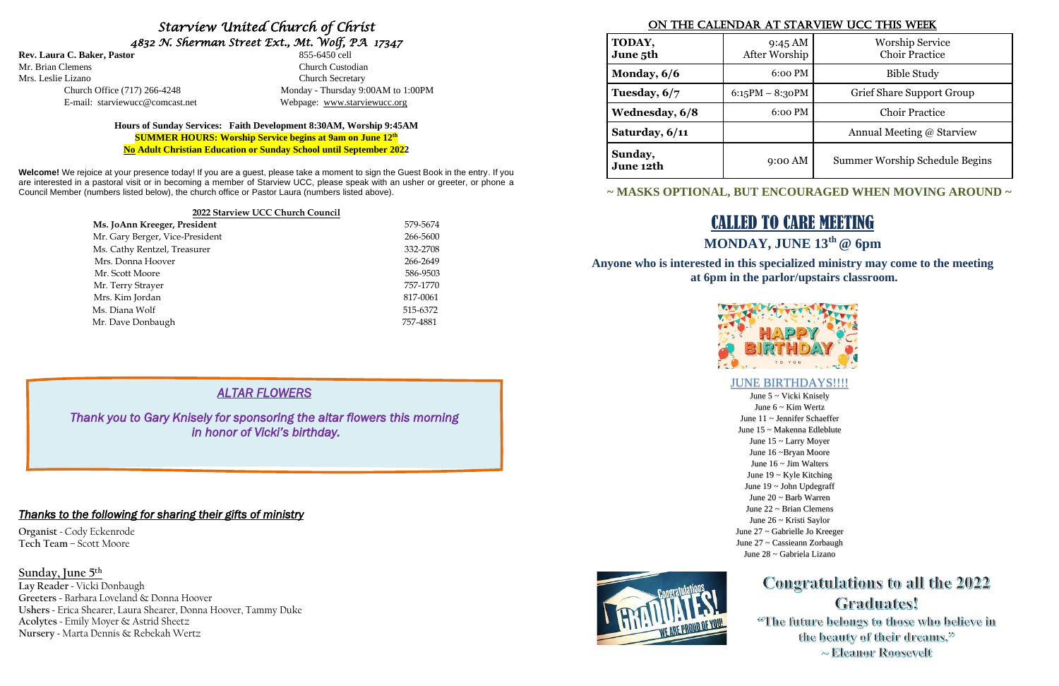# *Starview United Church of Christ*

*4832 N. Sherman Street Ext., Mt. Wolf, PA 17347*

**Rev. Laura C. Baker, Pastor** 855-6450 cell
Mr. Brian Clemens Church Custodian
Mrs. Leslie Lizano Church Secretary
Church Office (717) 266-4248 Monday - Thursday 9:00AM to 1:00PM
E-mail: starviewucc@comcast.net Webpage: www.starviewucc.org

**Hours of Sunday Services: Faith Development 8:30AM, Worship 9:45AM**
**SUMMER HOURS: Worship Service begins at 9am on June 12th**
**No Adult Christian Education or Sunday School until September 2022**

**Welcome!** We rejoice at your presence today! If you are a guest, please take a moment to sign the Guest Book in the entry. If you are interested in a pastoral visit or in becoming a member of Starview UCC, please speak with an usher or greeter, or phone a Council Member (numbers listed below), the church office or Pastor Laura (numbers listed above).

**2022 Starview UCC Church Council**

| | |
|---|---|
| **Ms. JoAnn Kreeger, President** | 579-5674 |
| Mr. Gary Berger, Vice-President | 266-5600 |
| Ms. Cathy Rentzel, Treasurer | 332-2708 |
| Mrs. Donna Hoover | 266-2649 |
| Mr. Scott Moore | 586-9503 |
| Mr. Terry Strayer | 757-1770 |
| Mrs. Kim Jordan | 817-0061 |
| Ms. Diana Wolf | 515-6372 |
| Mr. Dave Donbaugh | 757-4881 |

## *ALTAR FLOWERS*

*Thank you to Gary Knisely for sponsoring the altar flowers this morning in honor of Vicki's birthday.*

## *Thanks to the following for sharing their gifts of ministry*

**Organist** - Cody Eckenrode
**Tech Team** – Scott Moore

**Sunday, June 5th**
**Lay Reader** - Vicki Donbaugh
**Greeters** - Barbara Loveland & Donna Hoover
**Ushers** - Erica Shearer, Laura Shearer, Donna Hoover, Tammy Duke
**Acolytes** - Emily Moyer & Astrid Sheetz
**Nursery** - Marta Dennis & Rebekah Wertz

## ON THE CALENDAR AT STARVIEW UCC THIS WEEK

| | | |
|---|---|---|
| **TODAY, June 5th** | 9:45 AM<br>After Worship | Worship Service<br>Choir Practice |
| **Monday, 6/6** | 6:00 PM | Bible Study |
| **Tuesday, 6/7** | 6:15PM – 8:30PM | Grief Share Support Group |
| **Wednesday, 6/8** | 6:00 PM | Choir Practice |
| **Saturday, 6/11** | | Annual Meeting @ Starview |
| **Sunday, June 12th** | 9:00 AM | Summer Worship Schedule Begins |

**~ MASKS OPTIONAL, BUT ENCOURAGED WHEN MOVING AROUND ~**

# CALLED TO CARE MEETING

## MONDAY, JUNE 13th @ 6pm

**Anyone who is interested in this specialized ministry may come to the meeting at 6pm in the parlor/upstairs classroom.**

## JUNE BIRTHDAYS!!!!

June 5 ~ Vicki Knisely
June 6 ~ Kim Wertz
June 11 ~ Jennifer Schaeffer
June 15 ~ Makenna Edleblute
June 15 ~ Larry Moyer
June 16 ~Bryan Moore
June 16 ~ Jim Walters
June 19 ~ Kyle Kitching
June 19 ~ John Updegraff
June 20 ~ Barb Warren
June 22 ~ Brian Clemens
June 26 ~ Kristi Saylor
June 27 ~ Gabrielle Jo Kreeger
June 27 ~ Cassieann Zorbaugh
June 28 ~ Gabriela Lizano

## Congratulations to all the 2022 Graduates!

"The future belongs to those who believe in the beauty of their dreams."
~ Eleanor Roosevelt